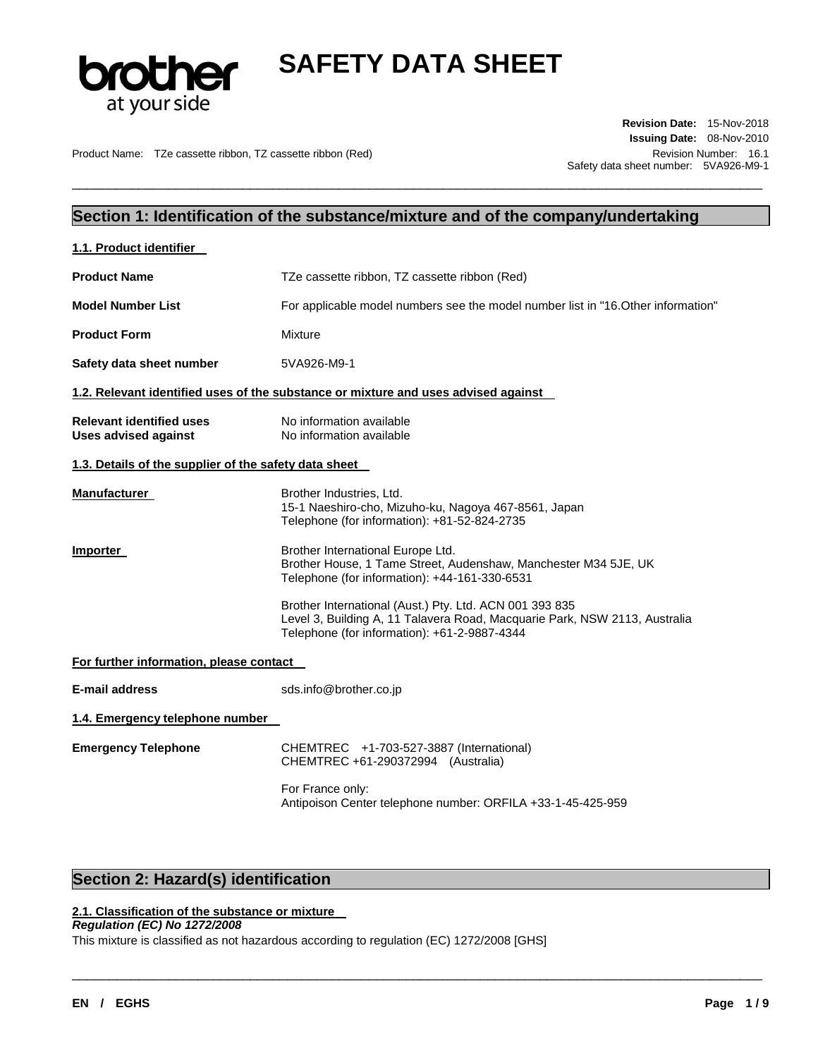# SAFETY DATA SHEET

**Revision Date:** 15-Nov-2018
**Issuing Date:** 08-Nov-2010
Revision Number: 16.1
Safety data sheet number: 5VA926-M9-1

Product Name: TZe cassette ribbon, TZ cassette ribbon (Red)

## Section 1: Identification of the substance/mixture and of the company/undertaking

### 1.1. Product identifier

**Product Name** TZe cassette ribbon, TZ cassette ribbon (Red)

**Model Number List** For applicable model numbers see the model number list in "16.Other information"

**Product Form** Mixture

**Safety data sheet number** 5VA926-M9-1

### 1.2. Relevant identified uses of the substance or mixture and uses advised against

**Relevant identified uses** No information available
**Uses advised against** No information available

### 1.3. Details of the supplier of the safety data sheet

**Manufacturer**
Brother Industries, Ltd.
15-1 Naeshiro-cho, Mizuho-ku, Nagoya 467-8561, Japan
Telephone (for information): +81-52-824-2735

**Importer**
Brother International Europe Ltd.
Brother House, 1 Tame Street, Audenshaw, Manchester M34 5JE, UK
Telephone (for information): +44-161-330-6531

Brother International (Aust.) Pty. Ltd. ACN 001 393 835
Level 3, Building A, 11 Talavera Road, Macquarie Park, NSW 2113, Australia
Telephone (for information): +61-2-9887-4344

**For further information, please contact**

**E-mail address** sds.info@brother.co.jp

### 1.4. Emergency telephone number

**Emergency Telephone**
CHEMTREC +1-703-527-3887 (International)
CHEMTREC +61-290372994 (Australia)

For France only:
Antipoison Center telephone number: ORFILA +33-1-45-425-959

## Section 2: Hazard(s) identification

### 2.1. Classification of the substance or mixture

***Regulation (EC) No 1272/2008***

This mixture is classified as not hazardous according to regulation (EC) 1272/2008 [GHS]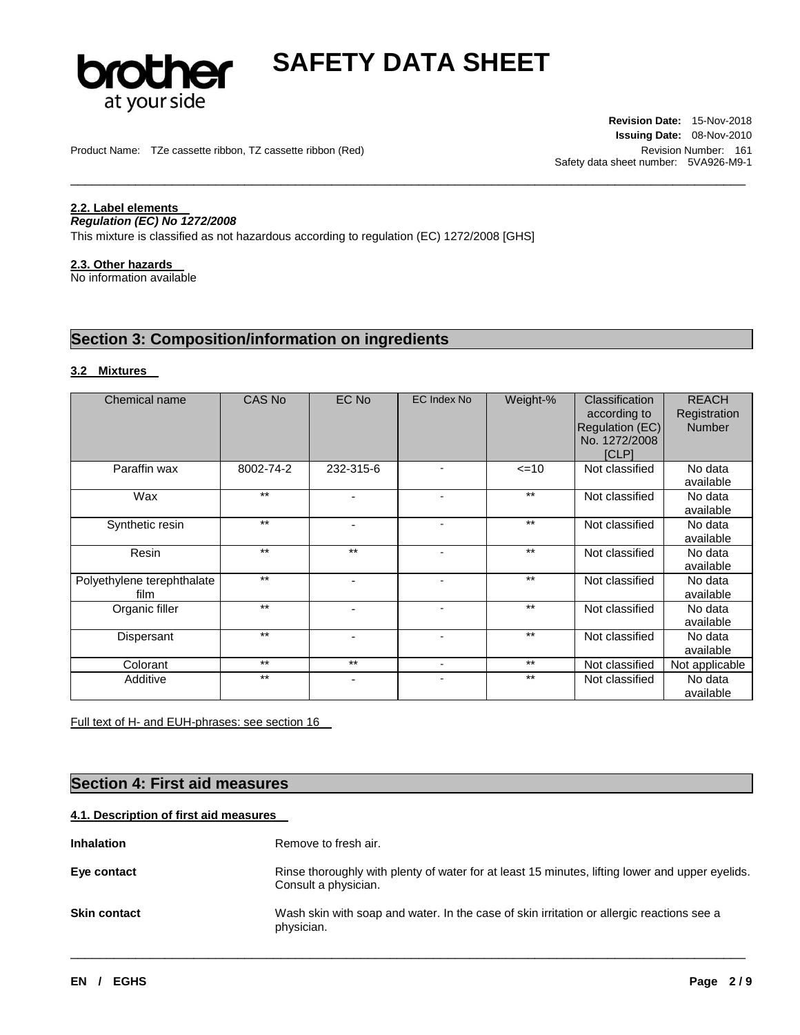#### 2.2. Label elements

***Regulation (EC) No 1272/2008***

This mixture is classified as not hazardous according to regulation (EC) 1272/2008 [GHS]

#### 2.3. Other hazards

No information available

## Section 3: Composition/information on ingredients

#### 3.2 Mixtures

| Chemical name | CAS No | EC No | EC Index No | Weight-% | Classification according to Regulation (EC) No. 1272/2008 [CLP] | REACH Registration Number |
|---|---|---|---|---|---|---|
| Paraffin wax | 8002-74-2 | 232-315-6 | - | <=10 | Not classified | No data available |
| Wax | ** | - | - | ** | Not classified | No data available |
| Synthetic resin | ** | - | - | ** | Not classified | No data available |
| Resin | ** | ** | - | ** | Not classified | No data available |
| Polyethylene terephthalate film | ** | - | - | ** | Not classified | No data available |
| Organic filler | ** | - | - | ** | Not classified | No data available |
| Dispersant | ** | - | - | ** | Not classified | No data available |
| Colorant | ** | ** | - | ** | Not classified | Not applicable |
| Additive | ** | - | - | ** | Not classified | No data available |

Full text of H- and EUH-phrases: see section 16

## Section 4: First aid measures

#### 4.1. Description of first aid measures

**Inhalation** Remove to fresh air.

**Eye contact** Rinse thoroughly with plenty of water for at least 15 minutes, lifting lower and upper eyelids. Consult a physician.

**Skin contact** Wash skin with soap and water. In the case of skin irritation or allergic reactions see a physician.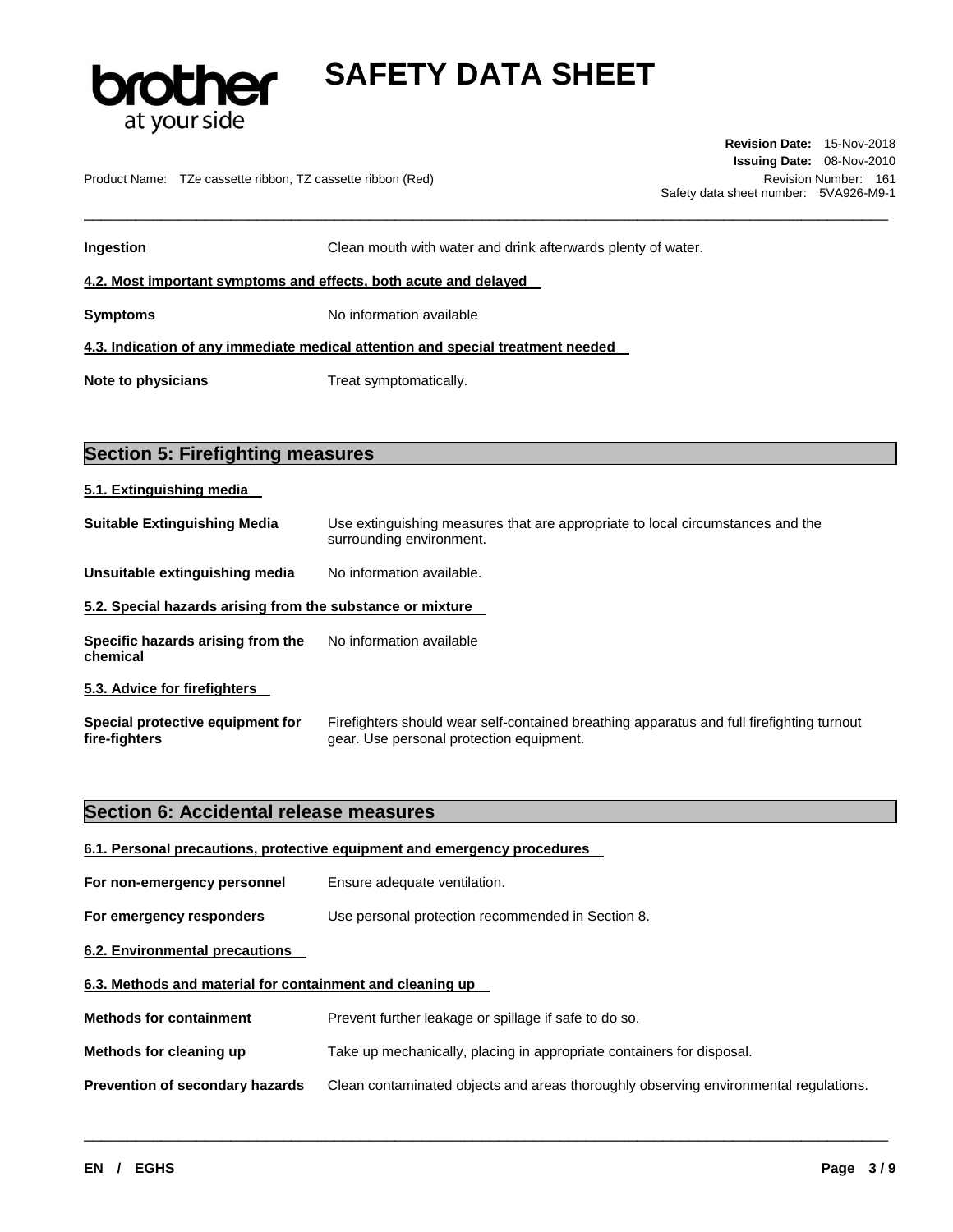**Ingestion** Clean mouth with water and drink afterwards plenty of water.

### 4.2. Most important symptoms and effects, both acute and delayed

**Symptoms** No information available

### 4.3. Indication of any immediate medical attention and special treatment needed

**Note to physicians** Treat symptomatically.

## Section 5: Firefighting measures

### 5.1. Extinguishing media

**Suitable Extinguishing Media** Use extinguishing measures that are appropriate to local circumstances and the surrounding environment.

**Unsuitable extinguishing media** No information available.

### 5.2. Special hazards arising from the substance or mixture

**Specific hazards arising from the chemical** No information available

### 5.3. Advice for firefighters

**Special protective equipment for fire-fighters** Firefighters should wear self-contained breathing apparatus and full firefighting turnout gear. Use personal protection equipment.

## Section 6: Accidental release measures

### 6.1. Personal precautions, protective equipment and emergency procedures

**For non-emergency personnel** Ensure adequate ventilation.

**For emergency responders** Use personal protection recommended in Section 8.

### 6.2. Environmental precautions

### 6.3. Methods and material for containment and cleaning up

**Methods for containment** Prevent further leakage or spillage if safe to do so.

**Methods for cleaning up** Take up mechanically, placing in appropriate containers for disposal.

**Prevention of secondary hazards** Clean contaminated objects and areas thoroughly observing environmental regulations.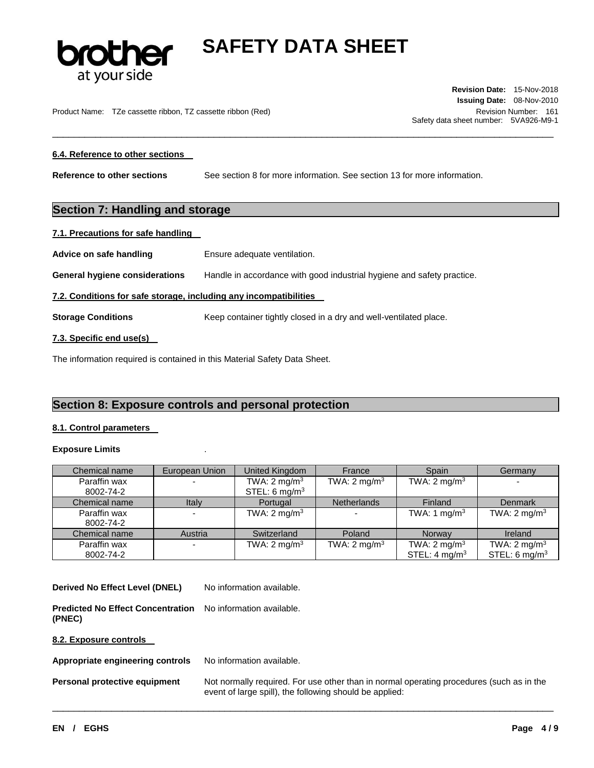### 6.4. Reference to other sections

**Reference to other sections** See section 8 for more information. See section 13 for more information.

## Section 7: Handling and storage

### 7.1. Precautions for safe handling

**Advice on safe handling** Ensure adequate ventilation.

**General hygiene considerations** Handle in accordance with good industrial hygiene and safety practice.

### 7.2. Conditions for safe storage, including any incompatibilities

**Storage Conditions** Keep container tightly closed in a dry and well-ventilated place.

### 7.3. Specific end use(s)

The information required is contained in this Material Safety Data Sheet.

## Section 8: Exposure controls and personal protection

### 8.1. Control parameters

**Exposure Limits** .

| Chemical name | European Union | United Kingdom | France | Spain | Germany |
|---|---|---|---|---|---|
| Paraffin wax 8002-74-2 | - | TWA: 2 mg/m$^3$ STEL: 6 mg/m$^3$ | TWA: 2 mg/m$^3$ | TWA: 2 mg/m$^3$ | - |
| Chemical name | Italy | Portugal | Netherlands | Finland | Denmark |
| Paraffin wax 8002-74-2 | - | TWA: 2 mg/m$^3$ | - | TWA: 1 mg/m$^3$ | TWA: 2 mg/m$^3$ |
| Chemical name | Austria | Switzerland | Poland | Norway | Ireland |
| Paraffin wax 8002-74-2 | - | TWA: 2 mg/m$^3$ | TWA: 2 mg/m$^3$ | TWA: 2 mg/m$^3$ STEL: 4 mg/m$^3$ | TWA: 2 mg/m$^3$ STEL: 6 mg/m$^3$ |

**Derived No Effect Level (DNEL)** No information available.

**Predicted No Effect Concentration (PNEC)** No information available.

### 8.2. Exposure controls

**Appropriate engineering controls** No information available.

**Personal protective equipment** Not normally required. For use other than in normal operating procedures (such as in the event of large spill), the following should be applied: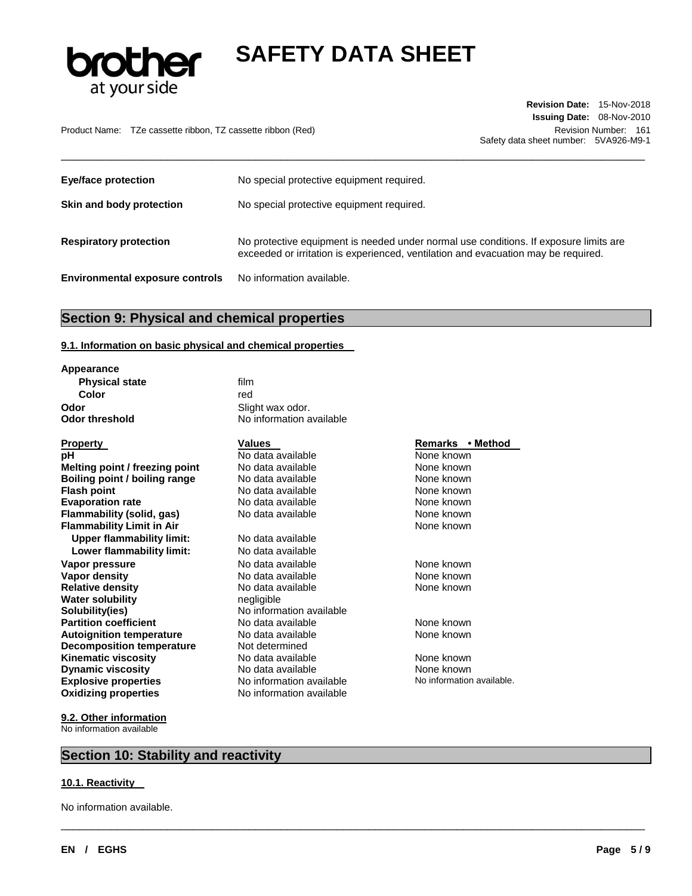| | |
|---|---|
| **Eye/face protection** | No special protective equipment required. |
| **Skin and body protection** | No special protective equipment required. |
| **Respiratory protection** | No protective equipment is needed under normal use conditions. If exposure limits are exceeded or irritation is experienced, ventilation and evacuation may be required. |
| **Environmental exposure controls** | No information available. |

## Section 9: Physical and chemical properties

### 9.1. Information on basic physical and chemical properties

**Appearance**

| | |
|---|---|
| **Physical state** | film |
| **Color** | red |
| **Odor** | Slight wax odor. |
| **Odor threshold** | No information available |

| Property | Values | Remarks • Method |
|---|---|---|
| **pH** | No data available | None known |
| **Melting point / freezing point** | No data available | None known |
| **Boiling point / boiling range** | No data available | None known |
| **Flash point** | No data available | None known |
| **Evaporation rate** | No data available | None known |
| **Flammability (solid, gas)** | No data available | None known |
| **Flammability Limit in Air** | | None known |
| **Upper flammability limit:** | No data available | |
| **Lower flammability limit:** | No data available | |
| **Vapor pressure** | No data available | None known |
| **Vapor density** | No data available | None known |
| **Relative density** | No data available | None known |
| **Water solubility** | negligible | |
| **Solubility(ies)** | No information available | |
| **Partition coefficient** | No data available | None known |
| **Autoignition temperature** | No data available | None known |
| **Decomposition temperature** | Not determined | |
| **Kinematic viscosity** | No data available | None known |
| **Dynamic viscosity** | No data available | None known |
| **Explosive properties** | No information available | No information available. |
| **Oxidizing properties** | No information available | |

### 9.2. Other information

No information available

## Section 10: Stability and reactivity

### 10.1. Reactivity

No information available.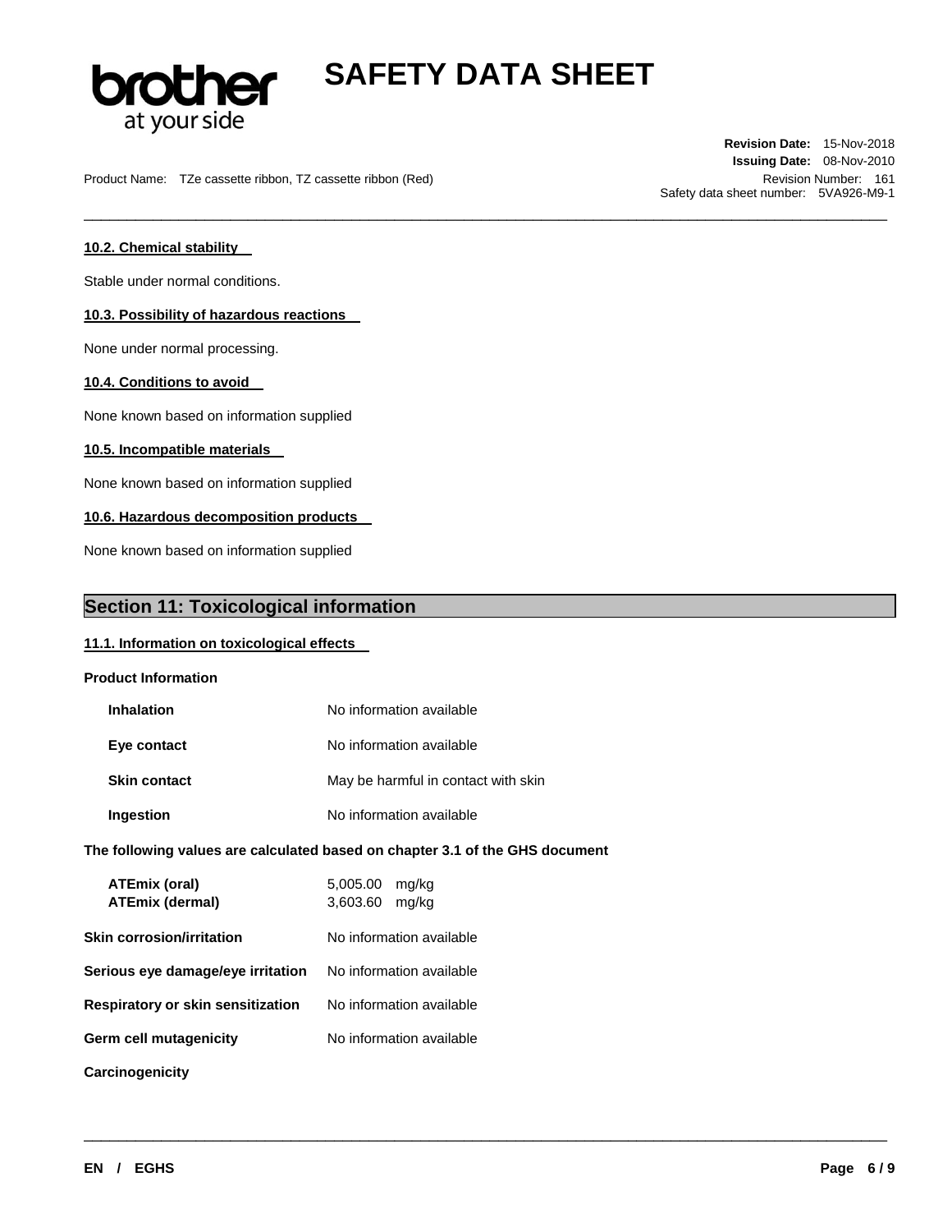#### 10.2. Chemical stability

Stable under normal conditions.

#### 10.3. Possibility of hazardous reactions

None under normal processing.

#### 10.4. Conditions to avoid

None known based on information supplied

#### 10.5. Incompatible materials

None known based on information supplied

#### 10.6. Hazardous decomposition products

None known based on information supplied

## Section 11: Toxicological information

#### 11.1. Information on toxicological effects

**Product Information**

| | |
|---|---|
| **Inhalation** | No information available |
| **Eye contact** | No information available |
| **Skin contact** | May be harmful in contact with skin |
| **Ingestion** | No information available |

**The following values are calculated based on chapter 3.1 of the GHS document**

| | |
|---|---|
| **ATEmix (oral)** | 5,005.00 mg/kg |
| **ATEmix (dermal)** | 3,603.60 mg/kg |

| | |
|---|---|
| **Skin corrosion/irritation** | No information available |
| **Serious eye damage/eye irritation** | No information available |
| **Respiratory or skin sensitization** | No information available |
| **Germ cell mutagenicity** | No information available |

**Carcinogenicity**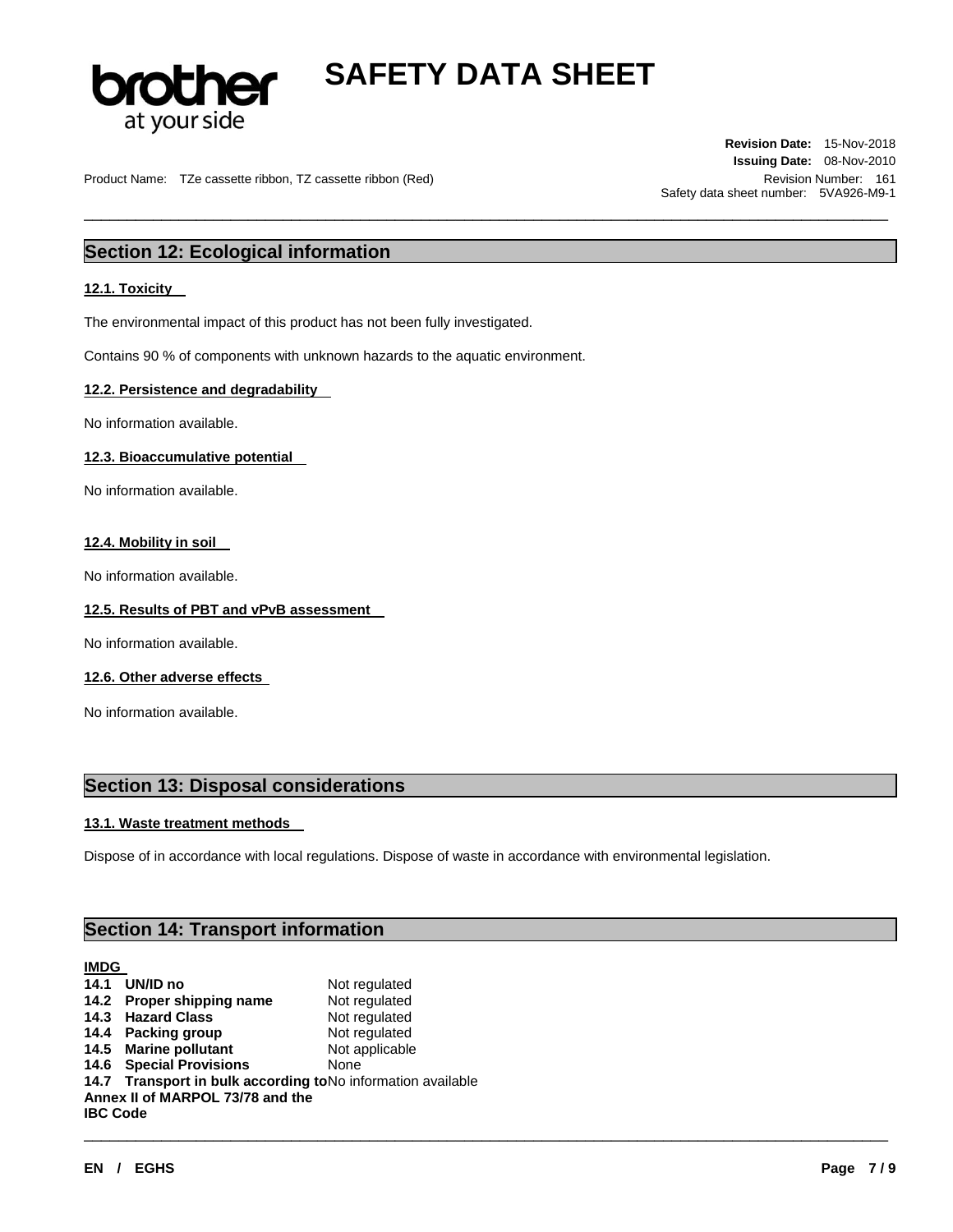## Section 12: Ecological information

### 12.1. Toxicity

The environmental impact of this product has not been fully investigated.

Contains 90 % of components with unknown hazards to the aquatic environment.

### 12.2. Persistence and degradability

No information available.

### 12.3. Bioaccumulative potential

No information available.

### 12.4. Mobility in soil

No information available.

### 12.5. Results of PBT and vPvB assessment

No information available.

### 12.6. Other adverse effects

No information available.

## Section 13: Disposal considerations

### 13.1. Waste treatment methods

Dispose of in accordance with local regulations. Dispose of waste in accordance with environmental legislation.

## Section 14: Transport information

**IMDG**

| | |
|---|---|
| **14.1 UN/ID no** | Not regulated |
| **14.2 Proper shipping name** | Not regulated |
| **14.3 Hazard Class** | Not regulated |
| **14.4 Packing group** | Not regulated |
| **14.5 Marine pollutant** | Not applicable |
| **14.6 Special Provisions** | None |
| **14.7 Transport in bulk according to Annex II of MARPOL 73/78 and the IBC Code** | No information available |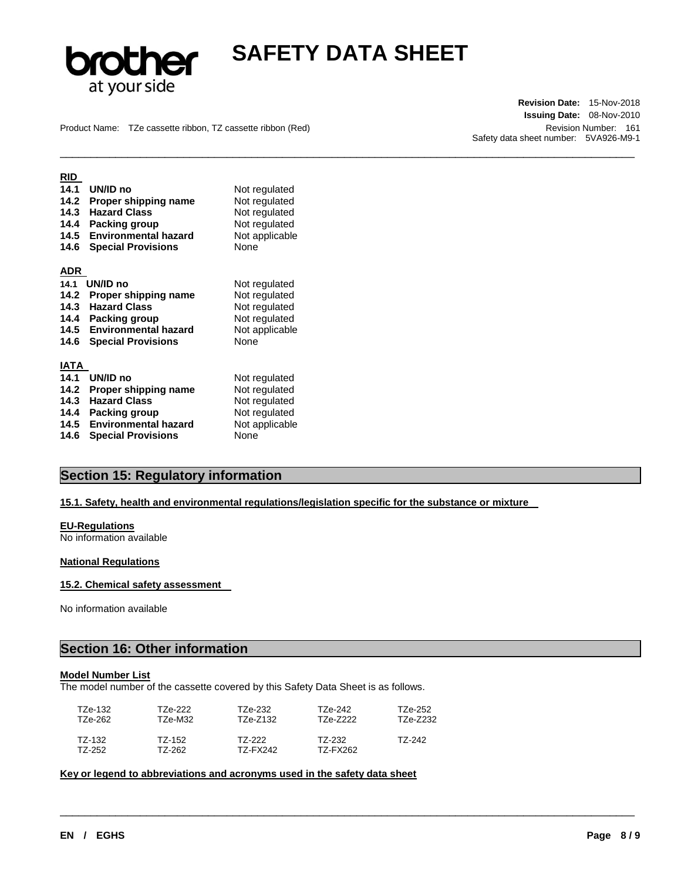**RID**

| | | |
|---|---|---|
| 14.1 | UN/ID no | Not regulated |
| 14.2 | Proper shipping name | Not regulated |
| 14.3 | Hazard Class | Not regulated |
| 14.4 | Packing group | Not regulated |
| 14.5 | Environmental hazard | Not applicable |
| 14.6 | Special Provisions | None |

**ADR**

| | | |
|---|---|---|
| 14.1 | UN/ID no | Not regulated |
| 14.2 | Proper shipping name | Not regulated |
| 14.3 | Hazard Class | Not regulated |
| 14.4 | Packing group | Not regulated |
| 14.5 | Environmental hazard | Not applicable |
| 14.6 | Special Provisions | None |

**IATA**

| | | |
|---|---|---|
| 14.1 | UN/ID no | Not regulated |
| 14.2 | Proper shipping name | Not regulated |
| 14.3 | Hazard Class | Not regulated |
| 14.4 | Packing group | Not regulated |
| 14.5 | Environmental hazard | Not applicable |
| 14.6 | Special Provisions | None |

## Section 15: Regulatory information

**15.1. Safety, health and environmental regulations/legislation specific for the substance or mixture**

**EU-Regulations**

No information available

**National Regulations**

**15.2. Chemical safety assessment**

No information available

## Section 16: Other information

**Model Number List**

The model number of the cassette covered by this Safety Data Sheet is as follows.

| | | | | |
|---|---|---|---|---|
| TZe-132 | TZe-222 | TZe-232 | TZe-242 | TZe-252 |
| TZe-262 | TZe-M32 | TZe-Z132 | TZe-Z222 | TZe-Z232 |
| TZ-132 | TZ-152 | TZ-222 | TZ-232 | TZ-242 |
| TZ-252 | TZ-262 | TZ-FX242 | TZ-FX262 | |

**Key or legend to abbreviations and acronyms used in the safety data sheet**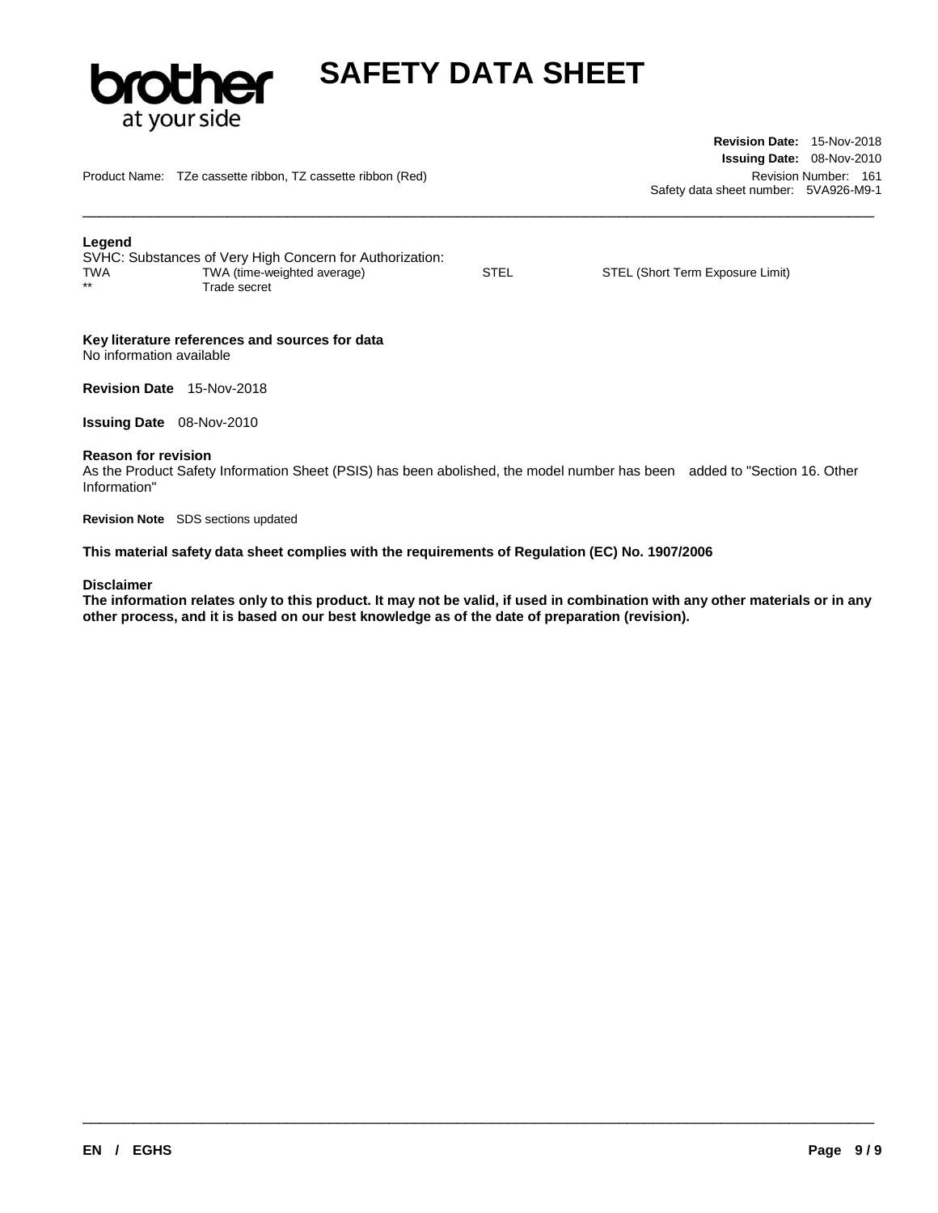**Legend**

SVHC: Substances of Very High Concern for Authorization:

| | | | |
|---|---|---|---|
| TWA | TWA (time-weighted average) | STEL | STEL (Short Term Exposure Limit) |
| ** | Trade secret | | |

**Key literature references and sources for data**

No information available

**Revision Date** 15-Nov-2018

**Issuing Date** 08-Nov-2010

**Reason for revision**

As the Product Safety Information Sheet (PSIS) has been abolished, the model number has been added to "Section 16. Other Information"

**Revision Note** SDS sections updated

**This material safety data sheet complies with the requirements of Regulation (EC) No. 1907/2006**

**Disclaimer**

**The information relates only to this product. It may not be valid, if used in combination with any other materials or in any other process, and it is based on our best knowledge as of the date of preparation (revision).**